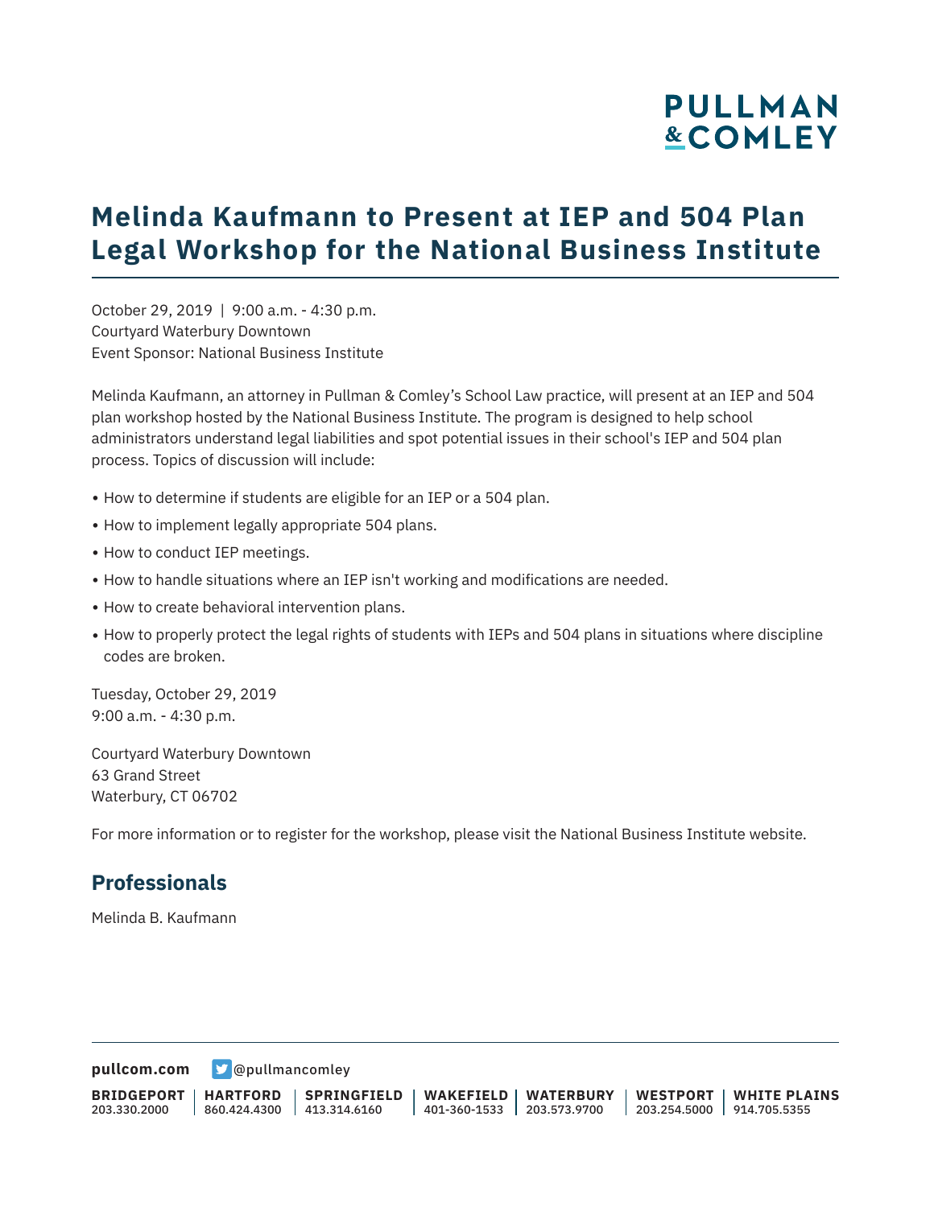PULLMAN & COMLEY

# Melinda Kaufmann to Present at IEP and 504 Plan Legal Workshop for the National Business Institute

October 29, 2019 | 9:00 a.m. - 4:30 p.m.
Courtyard Waterbury Downtown
Event Sponsor: National Business Institute

Melinda Kaufmann, an attorney in Pullman & Comley's School Law practice, will present at an IEP and 504 plan workshop hosted by the National Business Institute. The program is designed to help school administrators understand legal liabilities and spot potential issues in their school's IEP and 504 plan process. Topics of discussion will include:

- How to determine if students are eligible for an IEP or a 504 plan.
- How to implement legally appropriate 504 plans.
- How to conduct IEP meetings.
- How to handle situations where an IEP isn't working and modifications are needed.
- How to create behavioral intervention plans.
- How to properly protect the legal rights of students with IEPs and 504 plans in situations where discipline codes are broken.

Tuesday, October 29, 2019
9:00 a.m. - 4:30 p.m.

Courtyard Waterbury Downtown
63 Grand Street
Waterbury, CT 06702

For more information or to register for the workshop, please visit the National Business Institute website.

## Professionals

Melinda B. Kaufmann

**pullcom.com** @pullmancomley

| BRIDGEPORT | HARTFORD | SPRINGFIELD | WAKEFIELD | WATERBURY | WESTPORT | WHITE PLAINS |
| --- | --- | --- | --- | --- | --- | --- |
| 203.330.2000 | 860.424.4300 | 413.314.6160 | 401-360-1533 | 203.573.9700 | 203.254.5000 | 914.705.5355 |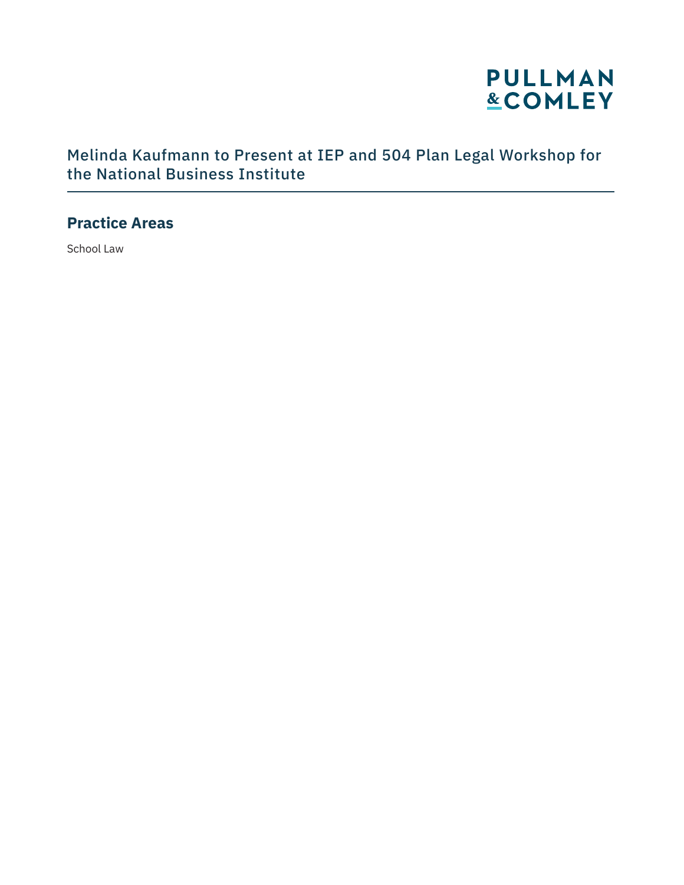Melinda Kaufmann to Present at IEP and 504 Plan Legal Workshop for the National Business Institute

## Practice Areas

School Law